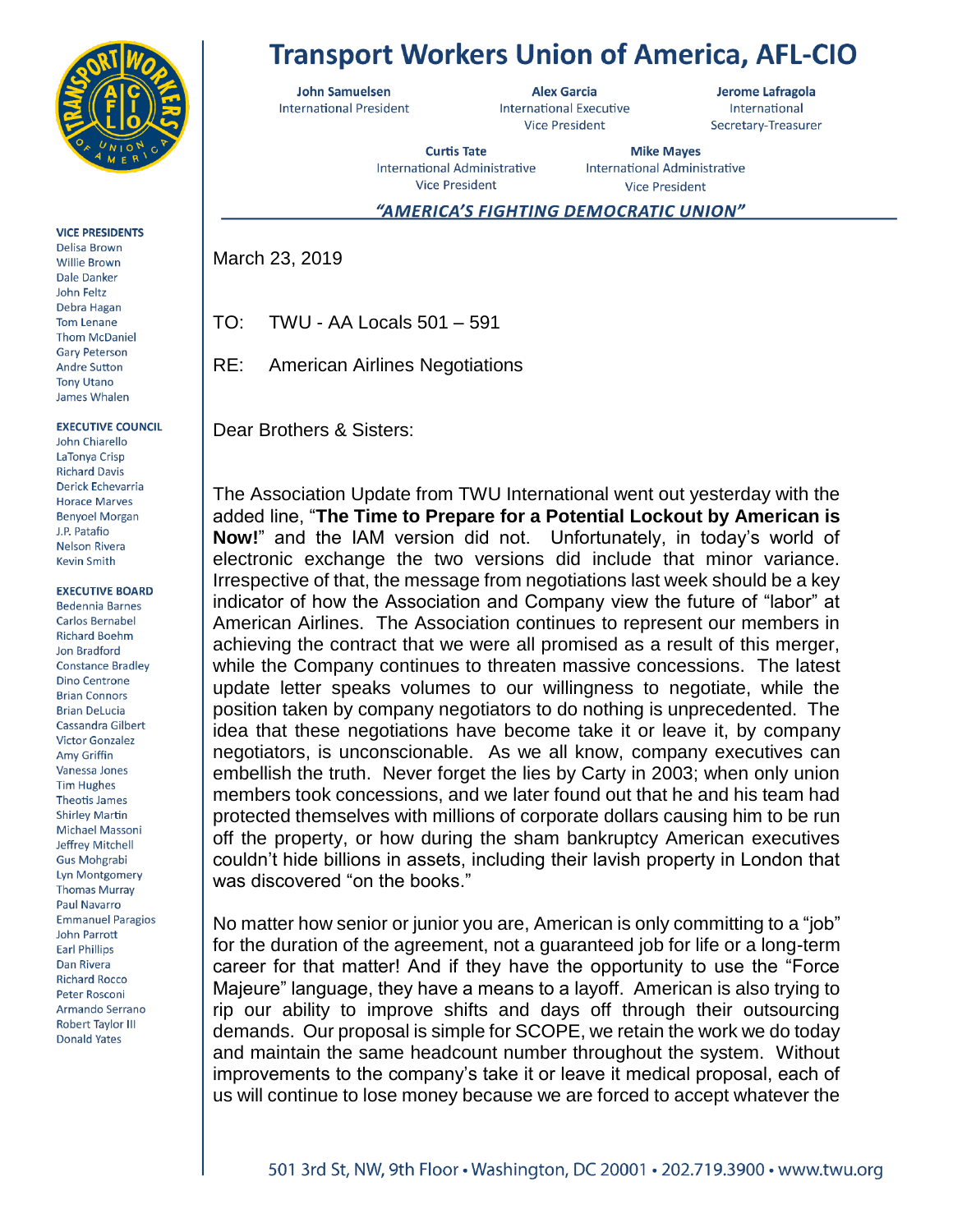# Transport Workers Union of America, AFL-CIO

**John Samuelsen**
International President

**Alex Garcia**
International Executive Vice President

**Jerome Lafragola**
International Secretary-Treasurer

**Curtis Tate**
International Administrative Vice President

**Mike Mayes**
International Administrative Vice President

***"AMERICA'S FIGHTING DEMOCRATIC UNION"***

**VICE PRESIDENTS**
Delisa Brown
Willie Brown
Dale Danker
John Feltz
Debra Hagan
Tom Lenane
Thom McDaniel
Gary Peterson
Andre Sutton
Tony Utano
James Whalen

**EXECUTIVE COUNCIL**
John Chiarello
LaTonya Crisp
Richard Davis
Derick Echevarria
Horace Marves
Benyoel Morgan
J.P. Patafio
Nelson Rivera
Kevin Smith

**EXECUTIVE BOARD**
Bedennia Barnes
Carlos Bernabel
Richard Boehm
Jon Bradford
Constance Bradley
Dino Centrone
Brian Connors
Brian DeLucia
Cassandra Gilbert
Victor Gonzalez
Amy Griffin
Vanessa Jones
Tim Hughes
Theotis James
Shirley Martin
Michael Massoni
Jeffrey Mitchell
Gus Mohgrabi
Lyn Montgomery
Thomas Murray
Paul Navarro
Emmanuel Paragios
John Parrott
Earl Phillips
Dan Rivera
Richard Rocco
Peter Rosconi
Armando Serrano
Robert Taylor III
Donald Yates

March 23, 2019

TO: TWU - AA Locals 501 – 591

RE: American Airlines Negotiations

Dear Brothers & Sisters:

The Association Update from TWU International went out yesterday with the added line, "**The Time to Prepare for a Potential Lockout by American is Now!**" and the IAM version did not. Unfortunately, in today's world of electronic exchange the two versions did include that minor variance. Irrespective of that, the message from negotiations last week should be a key indicator of how the Association and Company view the future of "labor" at American Airlines. The Association continues to represent our members in achieving the contract that we were all promised as a result of this merger, while the Company continues to threaten massive concessions. The latest update letter speaks volumes to our willingness to negotiate, while the position taken by company negotiators to do nothing is unprecedented. The idea that these negotiations have become take it or leave it, by company negotiators, is unconscionable. As we all know, company executives can embellish the truth. Never forget the lies by Carty in 2003; when only union members took concessions, and we later found out that he and his team had protected themselves with millions of corporate dollars causing him to be run off the property, or how during the sham bankruptcy American executives couldn't hide billions in assets, including their lavish property in London that was discovered "on the books."

No matter how senior or junior you are, American is only committing to a "job" for the duration of the agreement, not a guaranteed job for life or a long-term career for that matter! And if they have the opportunity to use the "Force Majeure" language, they have a means to a layoff. American is also trying to rip our ability to improve shifts and days off through their outsourcing demands. Our proposal is simple for SCOPE, we retain the work we do today and maintain the same headcount number throughout the system. Without improvements to the company's take it or leave it medical proposal, each of us will continue to lose money because we are forced to accept whatever the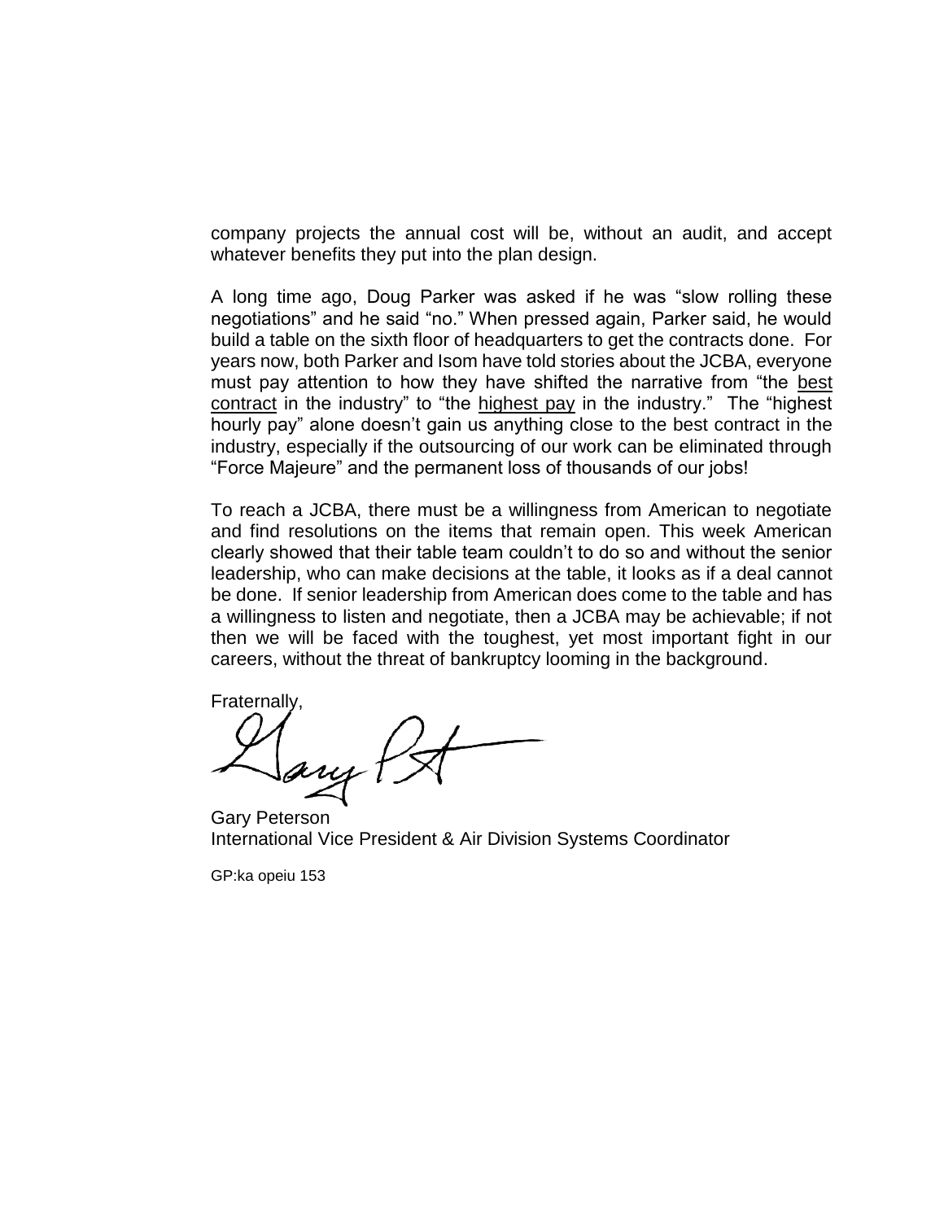company projects the annual cost will be, without an audit, and accept whatever benefits they put into the plan design.

A long time ago, Doug Parker was asked if he was "slow rolling these negotiations" and he said "no." When pressed again, Parker said, he would build a table on the sixth floor of headquarters to get the contracts done. For years now, both Parker and Isom have told stories about the JCBA, everyone must pay attention to how they have shifted the narrative from "the <u>best contract</u> in the industry" to "the <u>highest pay</u> in the industry." The "highest hourly pay" alone doesn't gain us anything close to the best contract in the industry, especially if the outsourcing of our work can be eliminated through "Force Majeure" and the permanent loss of thousands of our jobs!

To reach a JCBA, there must be a willingness from American to negotiate and find resolutions on the items that remain open. This week American clearly showed that their table team couldn't to do so and without the senior leadership, who can make decisions at the table, it looks as if a deal cannot be done. If senior leadership from American does come to the table and has a willingness to listen and negotiate, then a JCBA may be achievable; if not then we will be faced with the toughest, yet most important fight in our careers, without the threat of bankruptcy looming in the background.

Fraternally,

Gary Peterson
International Vice President & Air Division Systems Coordinator

GP:ka opeiu 153